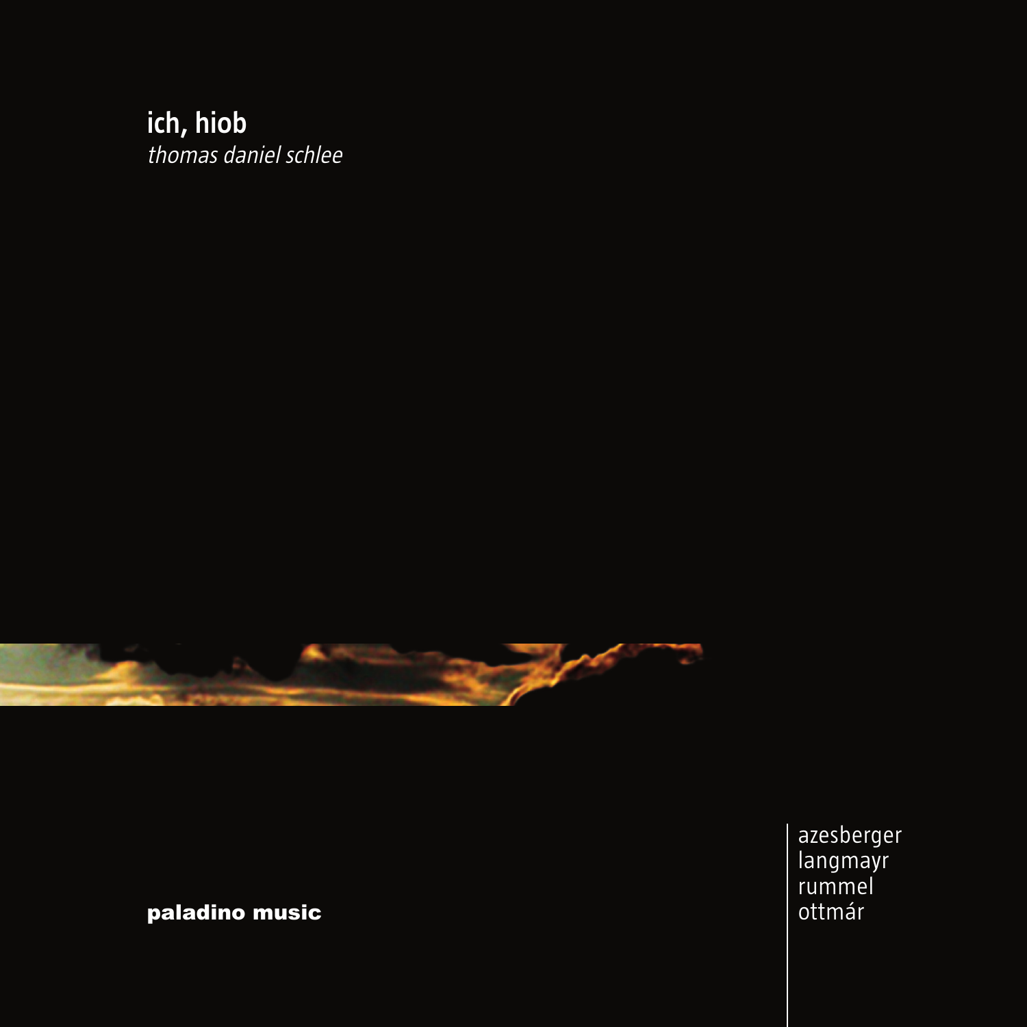# ich, hiob

*thomas daniel schlee*

**paladino music**

azesberger
langmayr
rummel
ottmár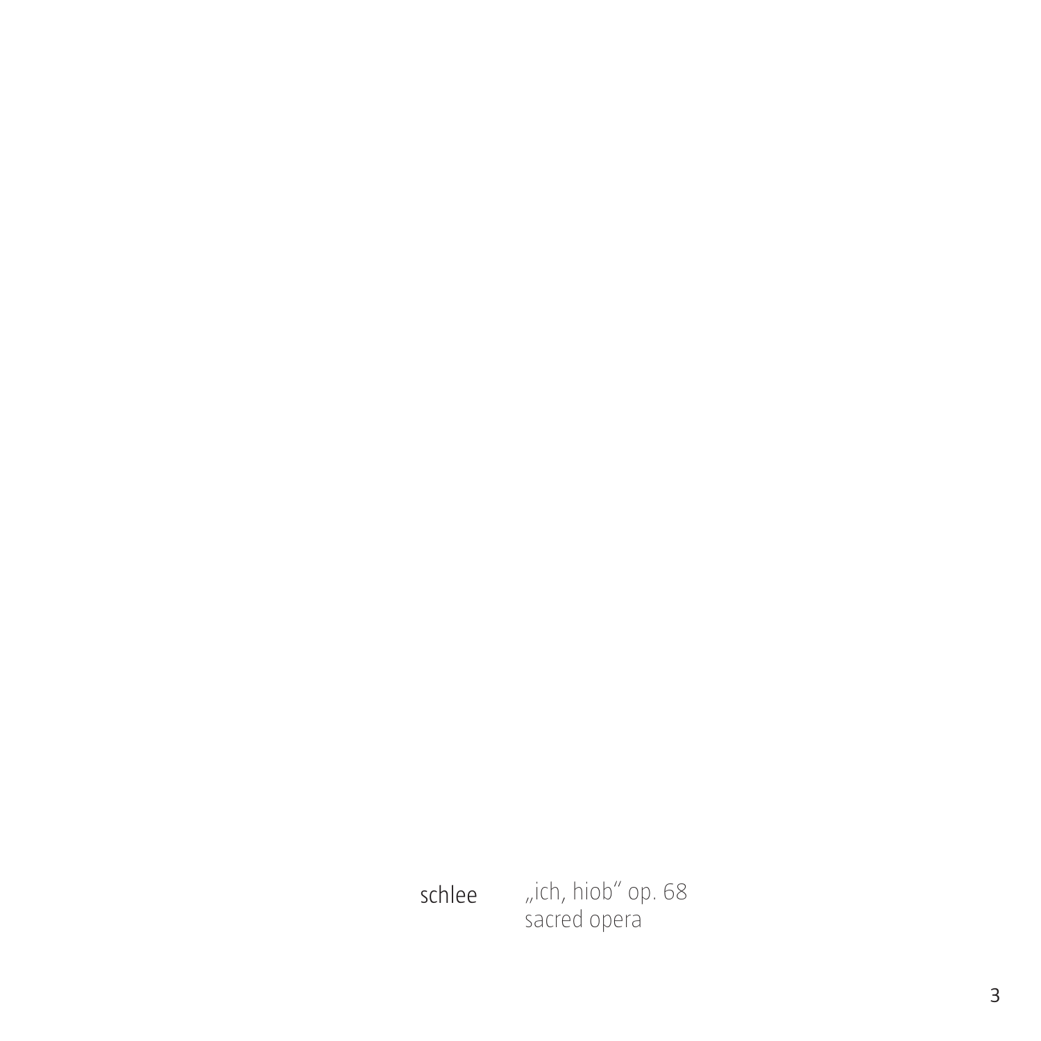schlee „ich, hiob" op. 68
sacred opera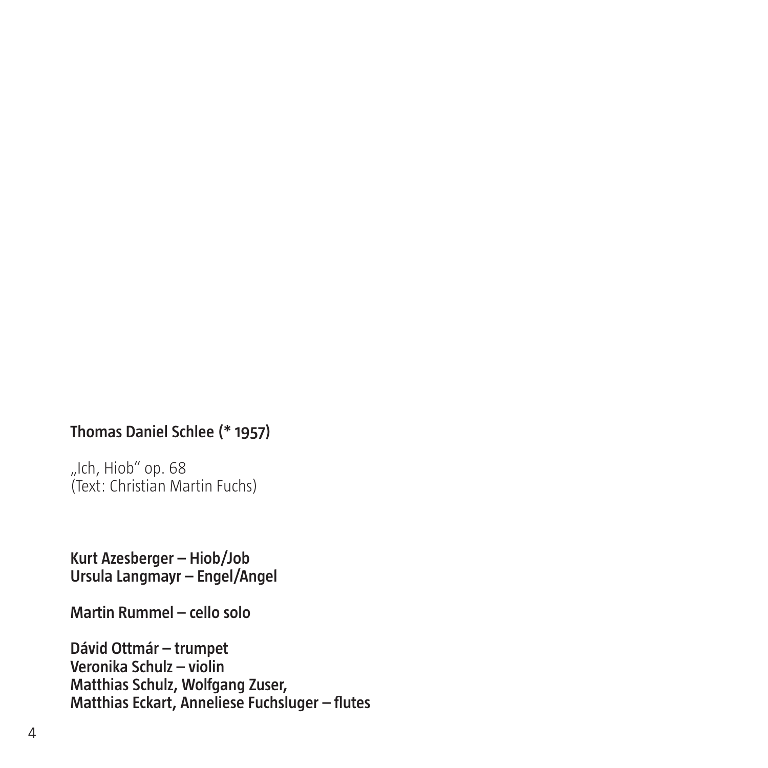**Thomas Daniel Schlee (* 1957)**

„Ich, Hiob" op. 68
(Text: Christian Martin Fuchs)

**Kurt Azesberger – Hiob/Job**
**Ursula Langmayr – Engel/Angel**

**Martin Rummel – cello solo**

**Dávid Ottmár – trumpet**
**Veronika Schulz – violin**
**Matthias Schulz, Wolfgang Zuser,**
**Matthias Eckart, Anneliese Fuchsluger – flutes**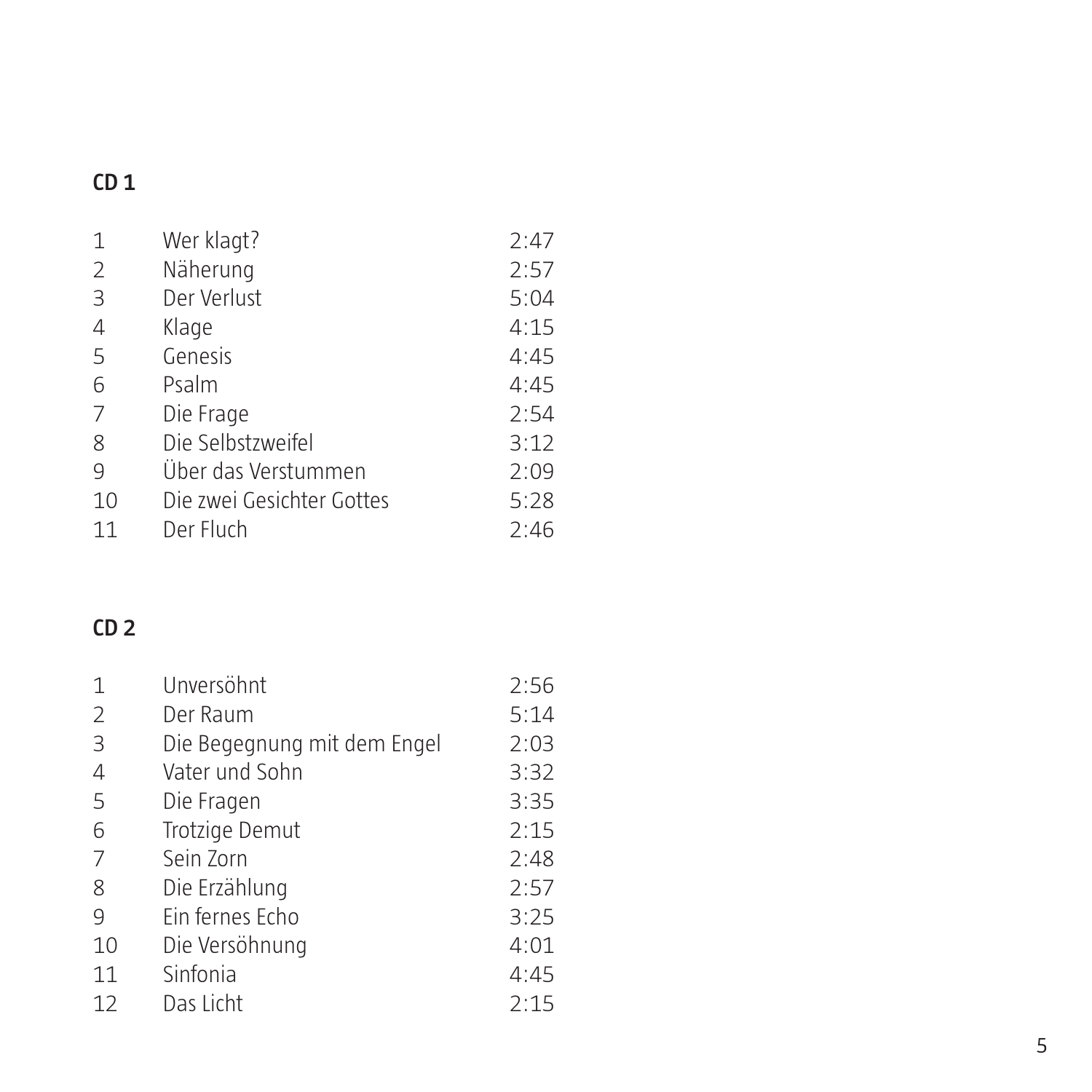**CD 1**

| | | |
|---|---|---|
| 1 | Wer klagt? | 2:47 |
| 2 | Näherung | 2:57 |
| 3 | Der Verlust | 5:04 |
| 4 | Klage | 4:15 |
| 5 | Genesis | 4:45 |
| 6 | Psalm | 4:45 |
| 7 | Die Frage | 2:54 |
| 8 | Die Selbstzweifel | 3:12 |
| 9 | Über das Verstummen | 2:09 |
| 10 | Die zwei Gesichter Gottes | 5:28 |
| 11 | Der Fluch | 2:46 |

**CD 2**

| | | |
|---|---|---|
| 1 | Unversöhnt | 2:56 |
| 2 | Der Raum | 5:14 |
| 3 | Die Begegnung mit dem Engel | 2:03 |
| 4 | Vater und Sohn | 3:32 |
| 5 | Die Fragen | 3:35 |
| 6 | Trotzige Demut | 2:15 |
| 7 | Sein Zorn | 2:48 |
| 8 | Die Erzählung | 2:57 |
| 9 | Ein fernes Echo | 3:25 |
| 10 | Die Versöhnung | 4:01 |
| 11 | Sinfonia | 4:45 |
| 12 | Das Licht | 2:15 |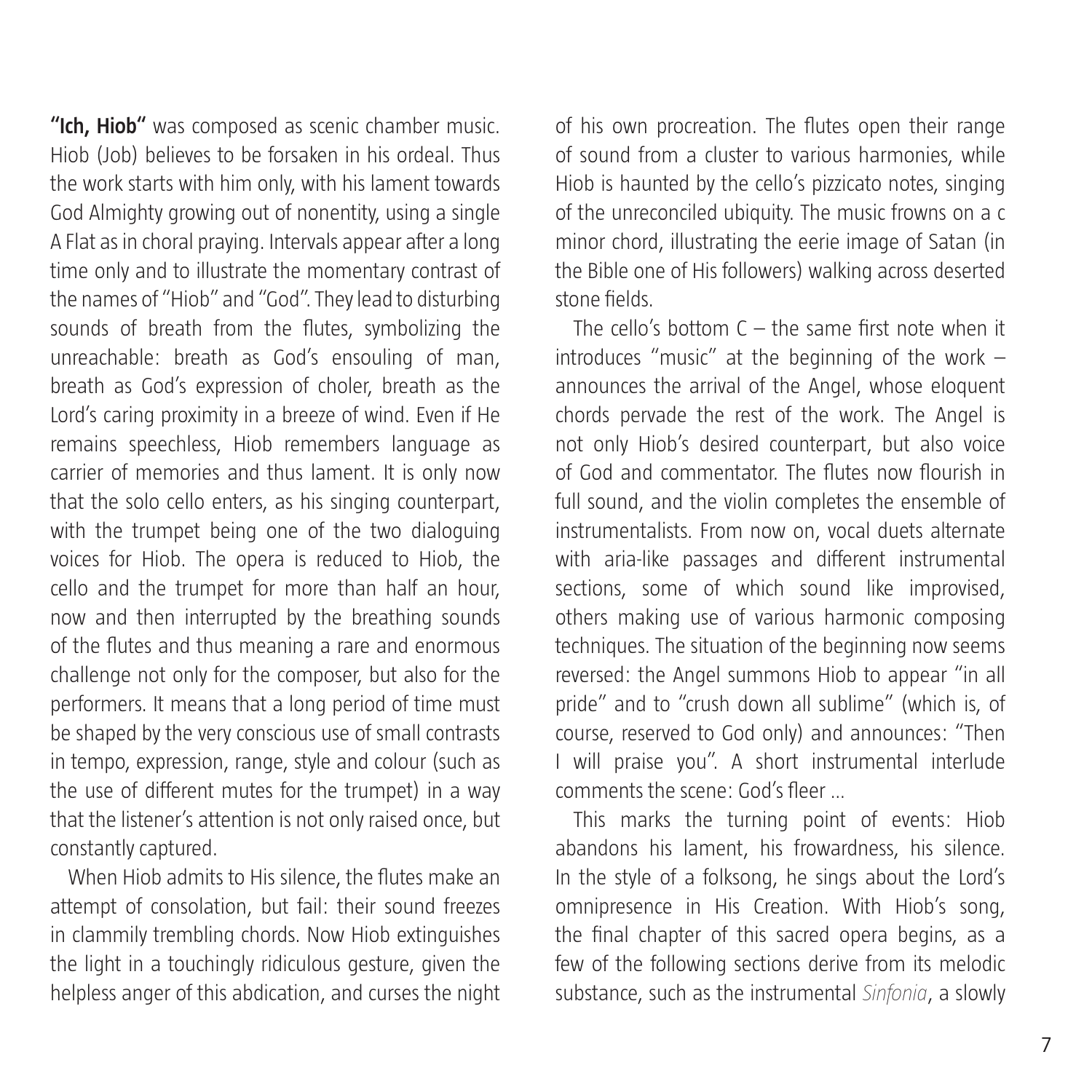**"Ich, Hiob"** was composed as scenic chamber music. Hiob (Job) believes to be forsaken in his ordeal. Thus the work starts with him only, with his lament towards God Almighty growing out of nonentity, using a single A Flat as in choral praying. Intervals appear after a long time only and to illustrate the momentary contrast of the names of "Hiob" and "God". They lead to disturbing sounds of breath from the flutes, symbolizing the unreachable: breath as God's ensouling of man, breath as God's expression of choler, breath as the Lord's caring proximity in a breeze of wind. Even if He remains speechless, Hiob remembers language as carrier of memories and thus lament. It is only now that the solo cello enters, as his singing counterpart, with the trumpet being one of the two dialoguing voices for Hiob. The opera is reduced to Hiob, the cello and the trumpet for more than half an hour, now and then interrupted by the breathing sounds of the flutes and thus meaning a rare and enormous challenge not only for the composer, but also for the performers. It means that a long period of time must be shaped by the very conscious use of small contrasts in tempo, expression, range, style and colour (such as the use of different mutes for the trumpet) in a way that the listener's attention is not only raised once, but constantly captured.

When Hiob admits to His silence, the flutes make an attempt of consolation, but fail: their sound freezes in clammily trembling chords. Now Hiob extinguishes the light in a touchingly ridiculous gesture, given the helpless anger of this abdication, and curses the night of his own procreation. The flutes open their range of sound from a cluster to various harmonies, while Hiob is haunted by the cello's pizzicato notes, singing of the unreconciled ubiquity. The music frowns on a c minor chord, illustrating the eerie image of Satan (in the Bible one of His followers) walking across deserted stone fields.

The cello's bottom C – the same first note when it introduces "music" at the beginning of the work – announces the arrival of the Angel, whose eloquent chords pervade the rest of the work. The Angel is not only Hiob's desired counterpart, but also voice of God and commentator. The flutes now flourish in full sound, and the violin completes the ensemble of instrumentalists. From now on, vocal duets alternate with aria-like passages and different instrumental sections, some of which sound like improvised, others making use of various harmonic composing techniques. The situation of the beginning now seems reversed: the Angel summons Hiob to appear "in all pride" and to "crush down all sublime" (which is, of course, reserved to God only) and announces: "Then I will praise you". A short instrumental interlude comments the scene: God's fleer ...

This marks the turning point of events: Hiob abandons his lament, his frowardness, his silence. In the style of a folksong, he sings about the Lord's omnipresence in His Creation. With Hiob's song, the final chapter of this sacred opera begins, as a few of the following sections derive from its melodic substance, such as the instrumental *Sinfonia*, a slowly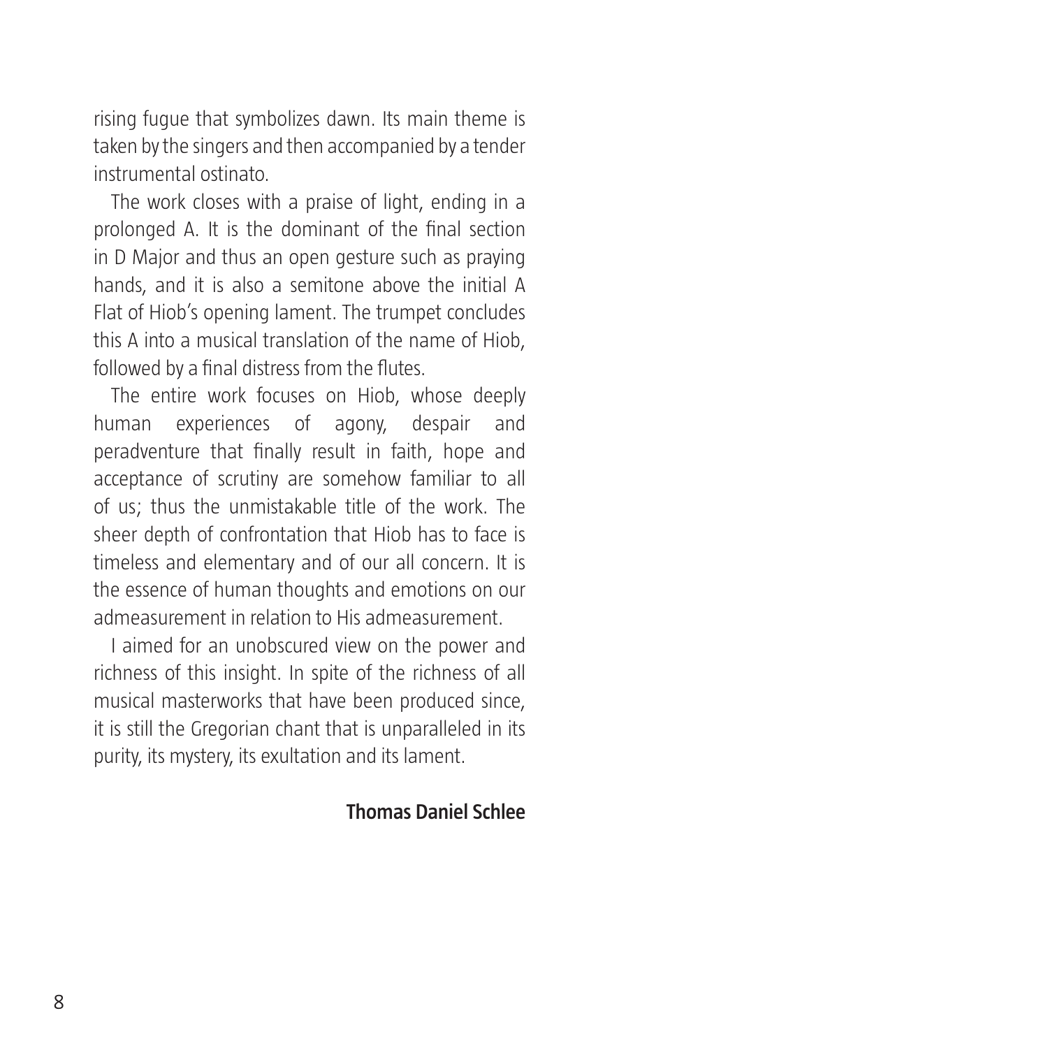rising fugue that symbolizes dawn. Its main theme is taken by the singers and then accompanied by a tender instrumental ostinato.

The work closes with a praise of light, ending in a prolonged A. It is the dominant of the final section in D Major and thus an open gesture such as praying hands, and it is also a semitone above the initial A Flat of Hiob's opening lament. The trumpet concludes this A into a musical translation of the name of Hiob, followed by a final distress from the flutes.

The entire work focuses on Hiob, whose deeply human experiences of agony, despair and peradventure that finally result in faith, hope and acceptance of scrutiny are somehow familiar to all of us; thus the unmistakable title of the work. The sheer depth of confrontation that Hiob has to face is timeless and elementary and of our all concern. It is the essence of human thoughts and emotions on our admeasurement in relation to His admeasurement.

I aimed for an unobscured view on the power and richness of this insight. In spite of the richness of all musical masterworks that have been produced since, it is still the Gregorian chant that is unparalleled in its purity, its mystery, its exultation and its lament.

**Thomas Daniel Schlee**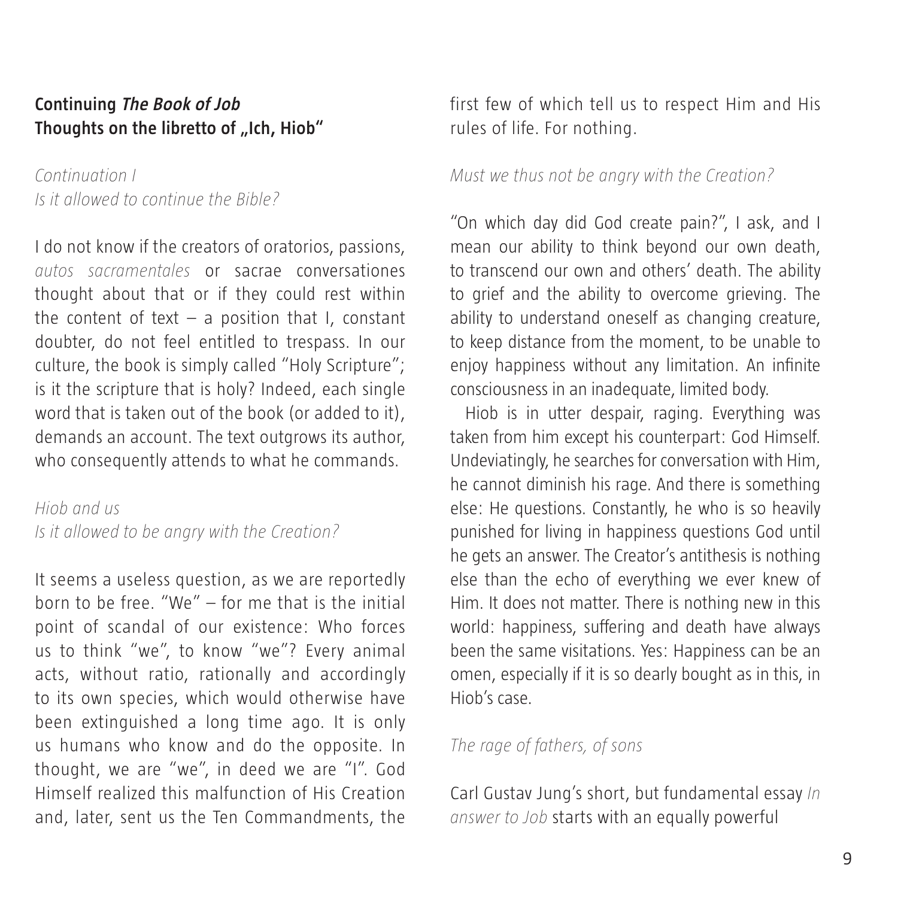## Continuing *The Book of Job*
## Thoughts on the libretto of „Ich, Hiob"

*Continuation I*
*Is it allowed to continue the Bible?*

I do not know if the creators of oratorios, passions, *autos sacramentales* or sacrae conversationes thought about that or if they could rest within the content of text – a position that I, constant doubter, do not feel entitled to trespass. In our culture, the book is simply called "Holy Scripture"; is it the scripture that is holy? Indeed, each single word that is taken out of the book (or added to it), demands an account. The text outgrows its author, who consequently attends to what he commands.

*Hiob and us*
*Is it allowed to be angry with the Creation?*

It seems a useless question, as we are reportedly born to be free. "We" – for me that is the initial point of scandal of our existence: Who forces us to think "we", to know "we"? Every animal acts, without ratio, rationally and accordingly to its own species, which would otherwise have been extinguished a long time ago. It is only us humans who know and do the opposite. In thought, we are "we", in deed we are "I". God Himself realized this malfunction of His Creation and, later, sent us the Ten Commandments, the first few of which tell us to respect Him and His rules of life. For nothing.

*Must we thus not be angry with the Creation?*

"On which day did God create pain?", I ask, and I mean our ability to think beyond our own death, to transcend our own and others' death. The ability to grief and the ability to overcome grieving. The ability to understand oneself as changing creature, to keep distance from the moment, to be unable to enjoy happiness without any limitation. An infinite consciousness in an inadequate, limited body.

Hiob is in utter despair, raging. Everything was taken from him except his counterpart: God Himself. Undeviatingly, he searches for conversation with Him, he cannot diminish his rage. And there is something else: He questions. Constantly, he who is so heavily punished for living in happiness questions God until he gets an answer. The Creator's antithesis is nothing else than the echo of everything we ever knew of Him. It does not matter. There is nothing new in this world: happiness, suffering and death have always been the same visitations. Yes: Happiness can be an omen, especially if it is so dearly bought as in this, in Hiob's case.

*The rage of fathers, of sons*

Carl Gustav Jung's short, but fundamental essay *In answer to Job* starts with an equally powerful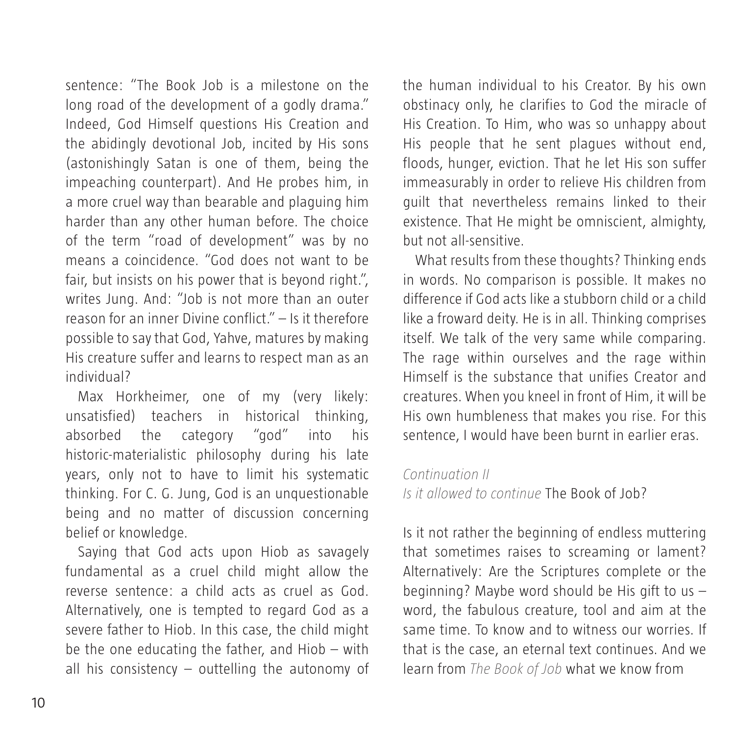sentence: "The Book Job is a milestone on the long road of the development of a godly drama." Indeed, God Himself questions His Creation and the abidingly devotional Job, incited by His sons (astonishingly Satan is one of them, being the impeaching counterpart). And He probes him, in a more cruel way than bearable and plaguing him harder than any other human before. The choice of the term "road of development" was by no means a coincidence. "God does not want to be fair, but insists on his power that is beyond right.", writes Jung. And: "Job is not more than an outer reason for an inner Divine conflict." – Is it therefore possible to say that God, Yahve, matures by making His creature suffer and learns to respect man as an individual?

Max Horkheimer, one of my (very likely: unsatisfied) teachers in historical thinking, absorbed the category "god" into his historic-materialistic philosophy during his late years, only not to have to limit his systematic thinking. For C. G. Jung, God is an unquestionable being and no matter of discussion concerning belief or knowledge.

Saying that God acts upon Hiob as savagely fundamental as a cruel child might allow the reverse sentence: a child acts as cruel as God. Alternatively, one is tempted to regard God as a severe father to Hiob. In this case, the child might be the one educating the father, and Hiob – with all his consistency – outtelling the autonomy of the human individual to his Creator. By his own obstinacy only, he clarifies to God the miracle of His Creation. To Him, who was so unhappy about His people that he sent plagues without end, floods, hunger, eviction. That he let His son suffer immeasurably in order to relieve His children from guilt that nevertheless remains linked to their existence. That He might be omniscient, almighty, but not all-sensitive.

What results from these thoughts? Thinking ends in words. No comparison is possible. It makes no difference if God acts like a stubborn child or a child like a froward deity. He is in all. Thinking comprises itself. We talk of the very same while comparing. The rage within ourselves and the rage within Himself is the substance that unifies Creator and creatures. When you kneel in front of Him, it will be His own humbleness that makes you rise. For this sentence, I would have been burnt in earlier eras.

*Continuation II*
*Is it allowed to continue* The Book of Job?

Is it not rather the beginning of endless muttering that sometimes raises to screaming or lament? Alternatively: Are the Scriptures complete or the beginning? Maybe word should be His gift to us – word, the fabulous creature, tool and aim at the same time. To know and to witness our worries. If that is the case, an eternal text continues. And we learn from *The Book of Job* what we know from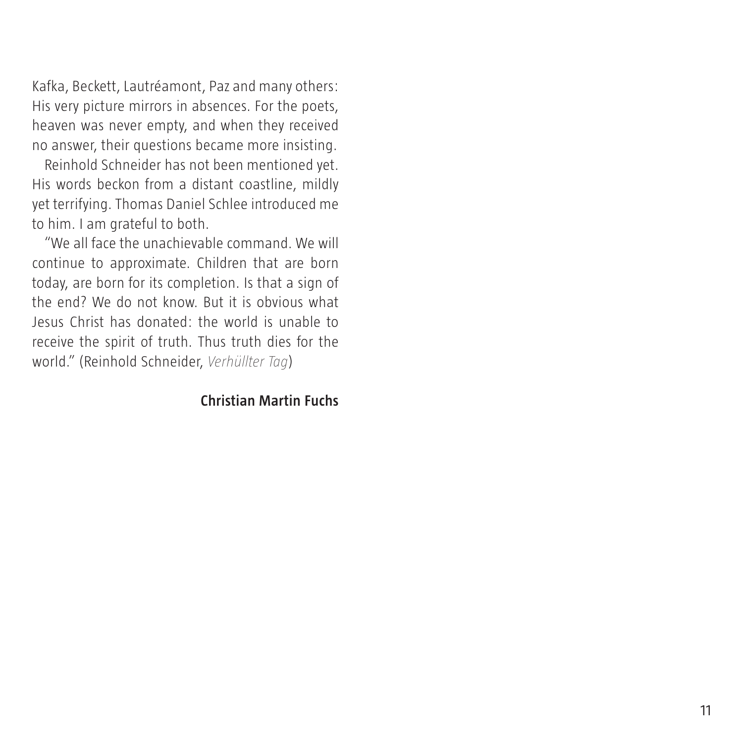Kafka, Beckett, Lautréamont, Paz and many others: His very picture mirrors in absences. For the poets, heaven was never empty, and when they received no answer, their questions became more insisting.

Reinhold Schneider has not been mentioned yet. His words beckon from a distant coastline, mildly yet terrifying. Thomas Daniel Schlee introduced me to him. I am grateful to both.

"We all face the unachievable command. We will continue to approximate. Children that are born today, are born for its completion. Is that a sign of the end? We do not know. But it is obvious what Jesus Christ has donated: the world is unable to receive the spirit of truth. Thus truth dies for the world." (Reinhold Schneider, *Verhüllter Tag*)

**Christian Martin Fuchs**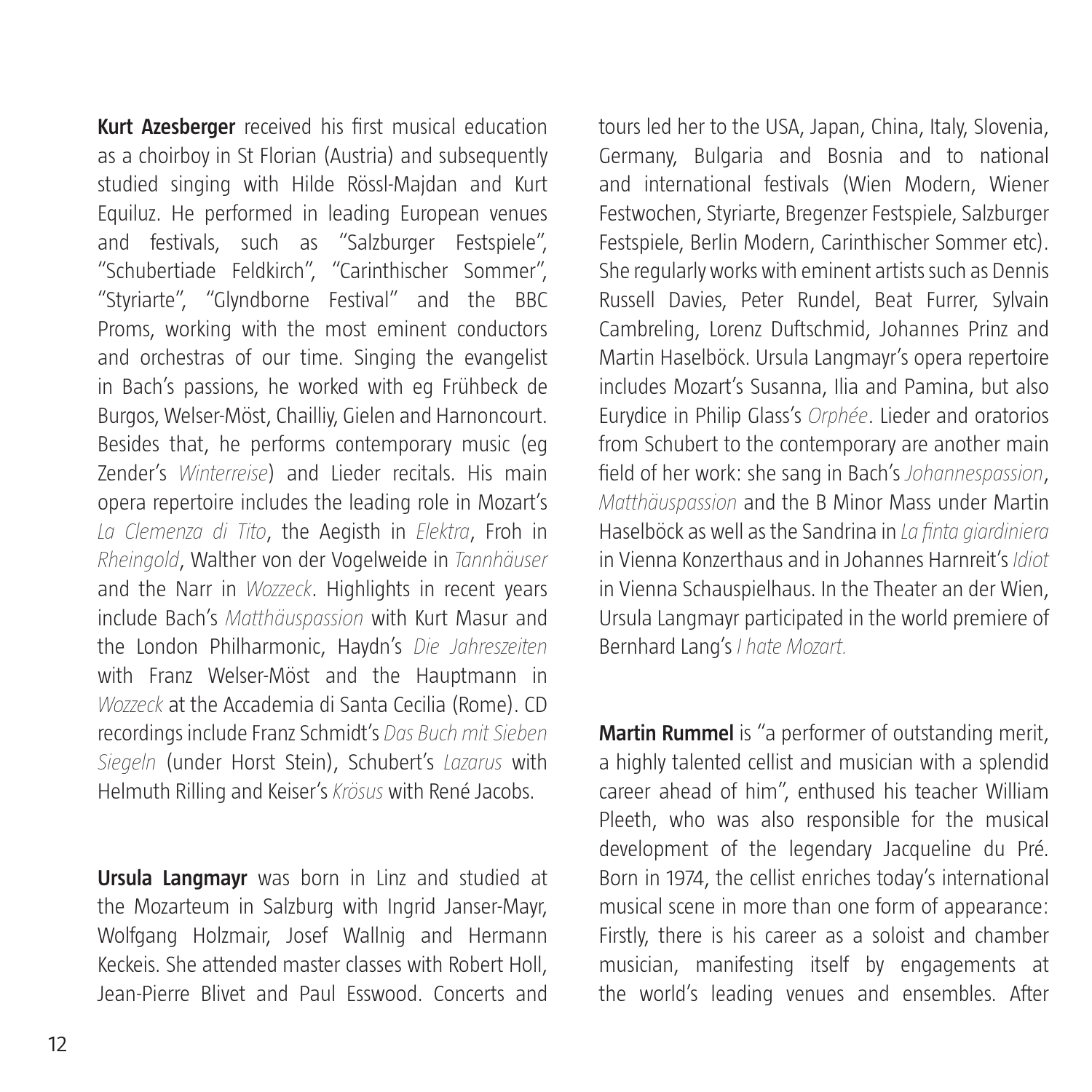**Kurt Azesberger** received his first musical education as a choirboy in St Florian (Austria) and subsequently studied singing with Hilde Rössl-Majdan and Kurt Equiluz. He performed in leading European venues and festivals, such as "Salzburger Festspiele", "Schubertiade Feldkirch", "Carinthischer Sommer", "Styriarte", "Glyndborne Festival" and the BBC Proms, working with the most eminent conductors and orchestras of our time. Singing the evangelist in Bach's passions, he worked with eg Frühbeck de Burgos, Welser-Möst, Chailliy, Gielen and Harnoncourt. Besides that, he performs contemporary music (eg Zender's *Winterreise*) and Lieder recitals. His main opera repertoire includes the leading role in Mozart's *La Clemenza di Tito*, the Aegisth in *Elektra*, Froh in *Rheingold*, Walther von der Vogelweide in *Tannhäuser* and the Narr in *Wozzeck*. Highlights in recent years include Bach's *Matthäuspassion* with Kurt Masur and the London Philharmonic, Haydn's *Die Jahreszeiten* with Franz Welser-Möst and the Hauptmann in *Wozzeck* at the Accademia di Santa Cecilia (Rome). CD recordings include Franz Schmidt's *Das Buch mit Sieben Siegeln* (under Horst Stein), Schubert's *Lazarus* with Helmuth Rilling and Keiser's *Krösus* with René Jacobs.

**Ursula Langmayr** was born in Linz and studied at the Mozarteum in Salzburg with Ingrid Janser-Mayr, Wolfgang Holzmair, Josef Wallnig and Hermann Keckeis. She attended master classes with Robert Holl, Jean-Pierre Blivet and Paul Esswood. Concerts and tours led her to the USA, Japan, China, Italy, Slovenia, Germany, Bulgaria and Bosnia and to national and international festivals (Wien Modern, Wiener Festwochen, Styriarte, Bregenzer Festspiele, Salzburger Festspiele, Berlin Modern, Carinthischer Sommer etc). She regularly works with eminent artists such as Dennis Russell Davies, Peter Rundel, Beat Furrer, Sylvain Cambreling, Lorenz Duftschmid, Johannes Prinz and Martin Haselböck. Ursula Langmayr's opera repertoire includes Mozart's Susanna, Ilia and Pamina, but also Eurydice in Philip Glass's *Orphée*. Lieder and oratorios from Schubert to the contemporary are another main field of her work: she sang in Bach's *Johannespassion*, *Matthäuspassion* and the B Minor Mass under Martin Haselböck as well as the Sandrina in *La finta giardiniera* in Vienna Konzerthaus and in Johannes Harnreit's *Idiot* in Vienna Schauspielhaus. In the Theater an der Wien, Ursula Langmayr participated in the world premiere of Bernhard Lang's *I hate Mozart.*

**Martin Rummel** is "a performer of outstanding merit, a highly talented cellist and musician with a splendid career ahead of him", enthused his teacher William Pleeth, who was also responsible for the musical development of the legendary Jacqueline du Pré. Born in 1974, the cellist enriches today's international musical scene in more than one form of appearance: Firstly, there is his career as a soloist and chamber musician, manifesting itself by engagements at the world's leading venues and ensembles. After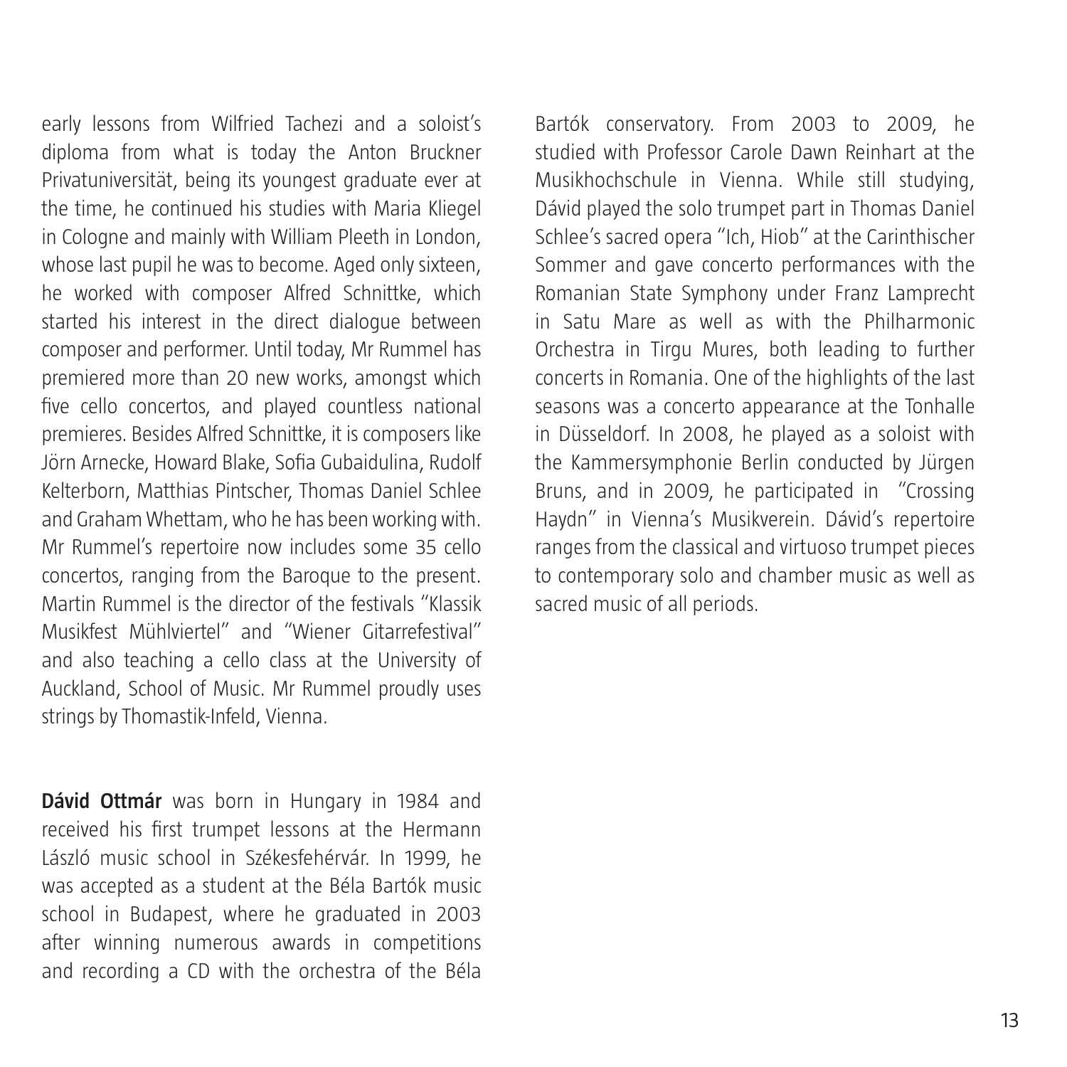early lessons from Wilfried Tachezi and a soloist's diploma from what is today the Anton Bruckner Privatuniversität, being its youngest graduate ever at the time, he continued his studies with Maria Kliegel in Cologne and mainly with William Pleeth in London, whose last pupil he was to become. Aged only sixteen, he worked with composer Alfred Schnittke, which started his interest in the direct dialogue between composer and performer. Until today, Mr Rummel has premiered more than 20 new works, amongst which five cello concertos, and played countless national premieres. Besides Alfred Schnittke, it is composers like Jörn Arnecke, Howard Blake, Sofia Gubaidulina, Rudolf Kelterborn, Matthias Pintscher, Thomas Daniel Schlee and Graham Whettam, who he has been working with. Mr Rummel's repertoire now includes some 35 cello concertos, ranging from the Baroque to the present. Martin Rummel is the director of the festivals "Klassik Musikfest Mühlviertel" and "Wiener Gitarrefestival" and also teaching a cello class at the University of Auckland, School of Music. Mr Rummel proudly uses strings by Thomastik-Infeld, Vienna.

**Dávid Ottmár** was born in Hungary in 1984 and received his first trumpet lessons at the Hermann László music school in Székesfehérvár. In 1999, he was accepted as a student at the Béla Bartók music school in Budapest, where he graduated in 2003 after winning numerous awards in competitions and recording a CD with the orchestra of the Béla Bartók conservatory. From 2003 to 2009, he studied with Professor Carole Dawn Reinhart at the Musikhochschule in Vienna. While still studying, Dávid played the solo trumpet part in Thomas Daniel Schlee's sacred opera "Ich, Hiob" at the Carinthischer Sommer and gave concerto performances with the Romanian State Symphony under Franz Lamprecht in Satu Mare as well as with the Philharmonic Orchestra in Tirgu Mures, both leading to further concerts in Romania. One of the highlights of the last seasons was a concerto appearance at the Tonhalle in Düsseldorf. In 2008, he played as a soloist with the Kammersymphonie Berlin conducted by Jürgen Bruns, and in 2009, he participated in "Crossing Haydn" in Vienna's Musikverein. Dávid's repertoire ranges from the classical and virtuoso trumpet pieces to contemporary solo and chamber music as well as sacred music of all periods.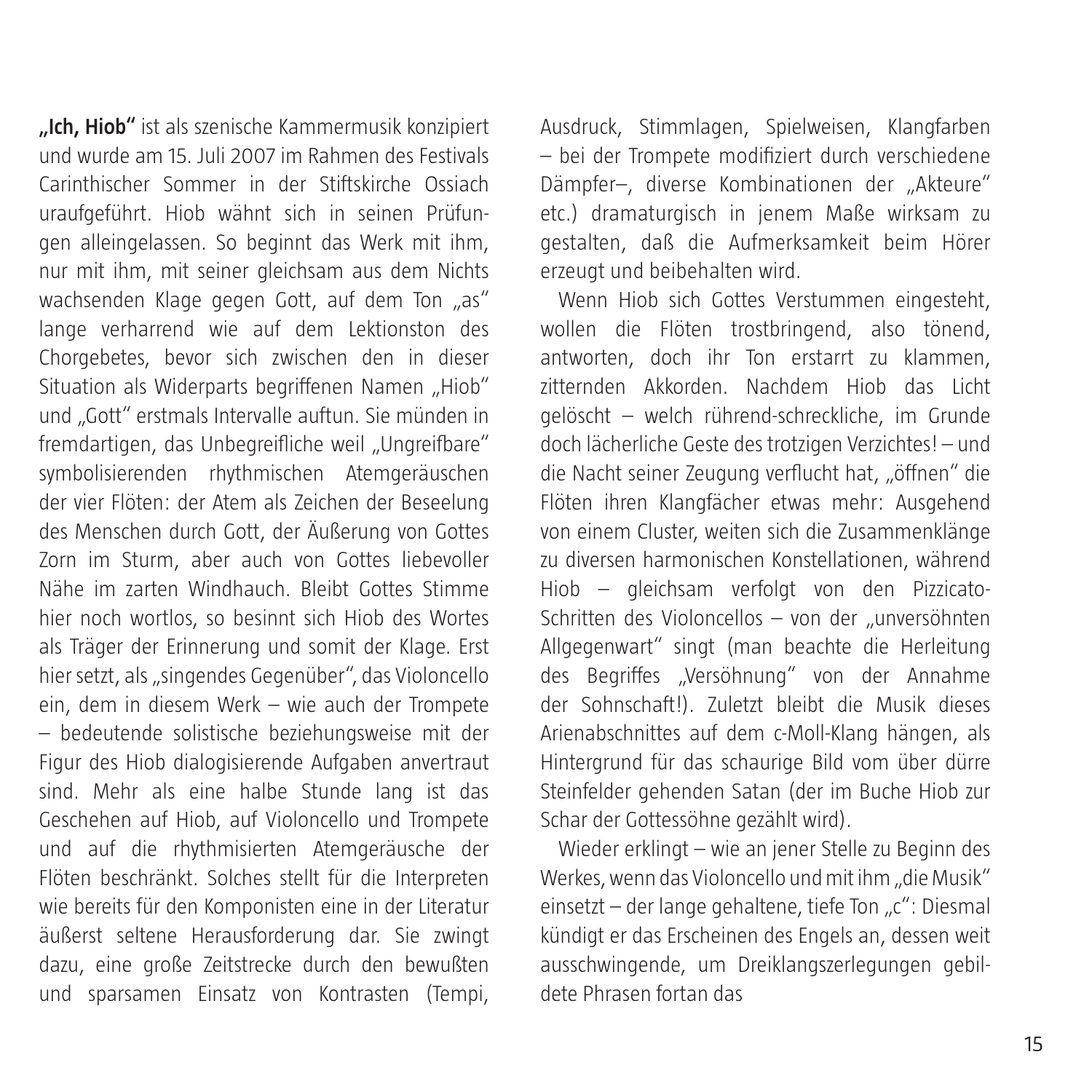**„Ich, Hiob"** ist als szenische Kammermusik konzipiert und wurde am 15. Juli 2007 im Rahmen des Festivals Carinthischer Sommer in der Stiftskirche Ossiach uraufgeführt. Hiob wähnt sich in seinen Prüfungen alleingelassen. So beginnt das Werk mit ihm, nur mit ihm, mit seiner gleichsam aus dem Nichts wachsenden Klage gegen Gott, auf dem Ton „as" lange verharrend wie auf dem Lektionston des Chorgebetes, bevor sich zwischen den in dieser Situation als Widerparts begriffenen Namen „Hiob" und „Gott" erstmals Intervalle auftun. Sie münden in fremdartigen, das Unbegreifliche weil „Ungreifbare" symbolisierenden rhythmischen Atemgeräuschen der vier Flöten: der Atem als Zeichen der Beseelung des Menschen durch Gott, der Äußerung von Gottes Zorn im Sturm, aber auch von Gottes liebevoller Nähe im zarten Windhauch. Bleibt Gottes Stimme hier noch wortlos, so besinnt sich Hiob des Wortes als Träger der Erinnerung und somit der Klage. Erst hier setzt, als „singendes Gegenüber", das Violoncello ein, dem in diesem Werk – wie auch der Trompete – bedeutende solistische beziehungsweise mit der Figur des Hiob dialogisierende Aufgaben anvertraut sind. Mehr als eine halbe Stunde lang ist das Geschehen auf Hiob, auf Violoncello und Trompete und auf die rhythmisierten Atemgeräusche der Flöten beschränkt. Solches stellt für die Interpreten wie bereits für den Komponisten eine in der Literatur äußerst seltene Herausforderung dar. Sie zwingt dazu, eine große Zeitstrecke durch den bewußten und sparsamen Einsatz von Kontrasten (Tempi, Ausdruck, Stimmlagen, Spielweisen, Klangfarben – bei der Trompete modifiziert durch verschiedene Dämpfer–, diverse Kombinationen der „Akteure" etc.) dramaturgisch in jenem Maße wirksam zu gestalten, daß die Aufmerksamkeit beim Hörer erzeugt und beibehalten wird.

Wenn Hiob sich Gottes Verstummen eingesteht, wollen die Flöten trostbringend, also tönend, antworten, doch ihr Ton erstarrt zu klammen, zitternden Akkorden. Nachdem Hiob das Licht gelöscht – welch rührend-schreckliche, im Grunde doch lächerliche Geste des trotzigen Verzichtes! – und die Nacht seiner Zeugung verflucht hat, „öffnen" die Flöten ihren Klangfächer etwas mehr: Ausgehend von einem Cluster, weiten sich die Zusammenklänge zu diversen harmonischen Konstellationen, während Hiob – gleichsam verfolgt von den Pizzicato-Schritten des Violoncellos – von der „unversöhnten Allgegenwart" singt (man beachte die Herleitung des Begriffes „Versöhnung" von der Annahme der Sohnschaft!). Zuletzt bleibt die Musik dieses Arienabschnittes auf dem c-Moll-Klang hängen, als Hintergrund für das schaurige Bild vom über dürre Steinfelder gehenden Satan (der im Buche Hiob zur Schar der Gottessöhne gezählt wird).

Wieder erklingt – wie an jener Stelle zu Beginn des Werkes, wenn das Violoncello und mit ihm „die Musik" einsetzt – der lange gehaltene, tiefe Ton „c": Diesmal kündigt er das Erscheinen des Engels an, dessen weit ausschwingende, um Dreiklangszerlegungen gebildete Phrasen fortan das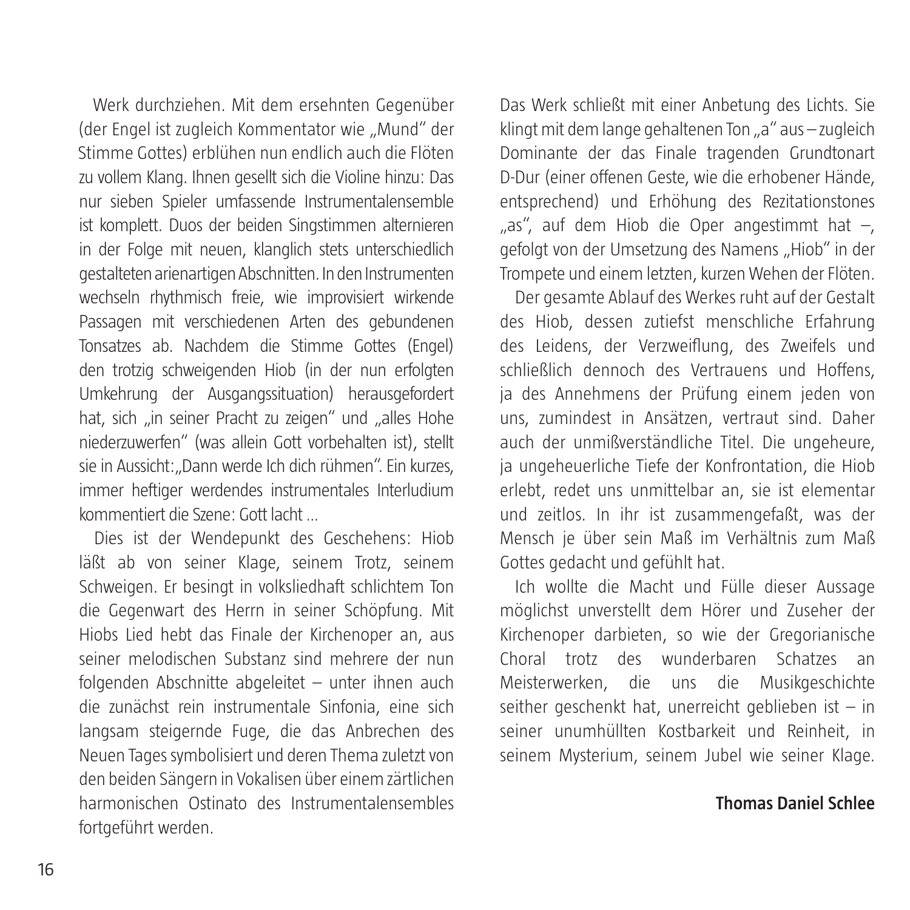Werk durchziehen. Mit dem ersehnten Gegenüber (der Engel ist zugleich Kommentator wie „Mund" der Stimme Gottes) erblühen nun endlich auch die Flöten zu vollem Klang. Ihnen gesellt sich die Violine hinzu: Das nur sieben Spieler umfassende Instrumentalensemble ist komplett. Duos der beiden Singstimmen alternieren in der Folge mit neuen, klanglich stets unterschiedlich gestalteten arienartigen Abschnitten. In den Instrumenten wechseln rhythmisch freie, wie improvisiert wirkende Passagen mit verschiedenen Arten des gebundenen Tonsatzes ab. Nachdem die Stimme Gottes (Engel) den trotzig schweigenden Hiob (in der nun erfolgten Umkehrung der Ausgangssituation) herausgefordert hat, sich „in seiner Pracht zu zeigen" und „alles Hohe niederzuwerfen" (was allein Gott vorbehalten ist), stellt sie in Aussicht: „Dann werde Ich dich rühmen". Ein kurzes, immer heftiger werdendes instrumentales Interludium kommentiert die Szene: Gott lacht ...

Dies ist der Wendepunkt des Geschehens: Hiob läßt ab von seiner Klage, seinem Trotz, seinem Schweigen. Er besingt in volksliedhaft schlichtem Ton die Gegenwart des Herrn in seiner Schöpfung. Mit Hiobs Lied hebt das Finale der Kirchenoper an, aus seiner melodischen Substanz sind mehrere der nun folgenden Abschnitte abgeleitet – unter ihnen auch die zunächst rein instrumentale Sinfonia, eine sich langsam steigernde Fuge, die das Anbrechen des Neuen Tages symbolisiert und deren Thema zuletzt von den beiden Sängern in Vokalisen über einem zärtlichen harmonischen Ostinato des Instrumentalensembles fortgeführt werden.

Das Werk schließt mit einer Anbetung des Lichts. Sie klingt mit dem lange gehaltenen Ton „a" aus – zugleich Dominante der das Finale tragenden Grundtonart D-Dur (einer offenen Geste, wie die erhobener Hände, entsprechend) und Erhöhung des Rezitationstones „as", auf dem Hiob die Oper angestimmt hat –, gefolgt von der Umsetzung des Namens „Hiob" in der Trompete und einem letzten, kurzen Wehen der Flöten.

Der gesamte Ablauf des Werkes ruht auf der Gestalt des Hiob, dessen zutiefst menschliche Erfahrung des Leidens, der Verzweiflung, des Zweifels und schließlich dennoch des Vertrauens und Hoffens, ja des Annehmens der Prüfung einem jeden von uns, zumindest in Ansätzen, vertraut sind. Daher auch der unmißverständliche Titel. Die ungeheure, ja ungeheuerliche Tiefe der Konfrontation, die Hiob erlebt, redet uns unmittelbar an, sie ist elementar und zeitlos. In ihr ist zusammengefaßt, was der Mensch je über sein Maß im Verhältnis zum Maß Gottes gedacht und gefühlt hat.

Ich wollte die Macht und Fülle dieser Aussage möglichst unverstellt dem Hörer und Zuseher der Kirchenoper darbieten, so wie der Gregorianische Choral trotz des wunderbaren Schatzes an Meisterwerken, die uns die Musikgeschichte seither geschenkt hat, unerreicht geblieben ist – in seiner unumhüllten Kostbarkeit und Reinheit, in seinem Mysterium, seinem Jubel wie seiner Klage.

**Thomas Daniel Schlee**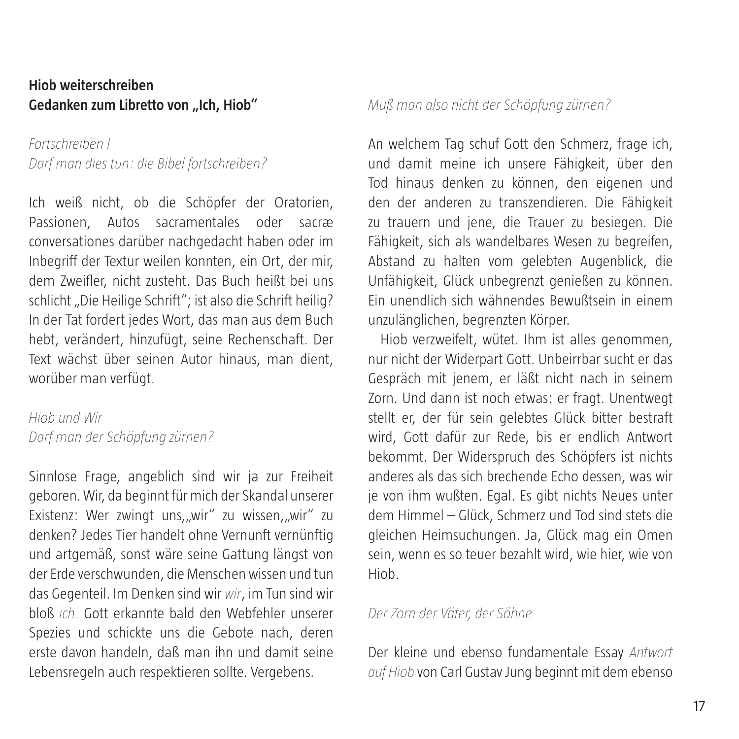## Hiob weiterschreiben
## Gedanken zum Libretto von „Ich, Hiob"

*Fortschreiben I*
*Darf man dies tun: die Bibel fortschreiben?*

Ich weiß nicht, ob die Schöpfer der Oratorien, Passionen, Autos sacramentales oder sacræ conversationes darüber nachgedacht haben oder im Inbegriff der Textur weilen konnten, ein Ort, der mir, dem Zweifler, nicht zusteht. Das Buch heißt bei uns schlicht „Die Heilige Schrift"; ist also die Schrift heilig? In der Tat fordert jedes Wort, das man aus dem Buch hebt, verändert, hinzufügt, seine Rechenschaft. Der Text wächst über seinen Autor hinaus, man dient, worüber man verfügt.

*Hiob und Wir*
*Darf man der Schöpfung zürnen?*

Sinnlose Frage, angeblich sind wir ja zur Freiheit geboren. Wir, da beginnt für mich der Skandal unserer Existenz: Wer zwingt uns,„wir" zu wissen,„wir" zu denken? Jedes Tier handelt ohne Vernunft vernünftig und artgemäß, sonst wäre seine Gattung längst von der Erde verschwunden, die Menschen wissen und tun das Gegenteil. Im Denken sind wir *wir*, im Tun sind wir bloß *ich.* Gott erkannte bald den Webfehler unserer Spezies und schickte uns die Gebote nach, deren erste davon handeln, daß man ihn und damit seine Lebensregeln auch respektieren sollte. Vergebens.

*Muß man also nicht der Schöpfung zürnen?*

An welchem Tag schuf Gott den Schmerz, frage ich, und damit meine ich unsere Fähigkeit, über den Tod hinaus denken zu können, den eigenen und den der anderen zu transzendieren. Die Fähigkeit zu trauern und jene, die Trauer zu besiegen. Die Fähigkeit, sich als wandelbares Wesen zu begreifen, Abstand zu halten vom gelebten Augenblick, die Unfähigkeit, Glück unbegrenzt genießen zu können. Ein unendlich sich wähnendes Bewußtsein in einem unzulänglichen, begrenzten Körper.

Hiob verzweifelt, wütet. Ihm ist alles genommen, nur nicht der Widerpart Gott. Unbeirrbar sucht er das Gespräch mit jenem, er läßt nicht nach in seinem Zorn. Und dann ist noch etwas: er fragt. Unentwegt stellt er, der für sein gelebtes Glück bitter bestraft wird, Gott dafür zur Rede, bis er endlich Antwort bekommt. Der Widerspruch des Schöpfers ist nichts anderes als das sich brechende Echo dessen, was wir je von ihm wußten. Egal. Es gibt nichts Neues unter dem Himmel – Glück, Schmerz und Tod sind stets die gleichen Heimsuchungen. Ja, Glück mag ein Omen sein, wenn es so teuer bezahlt wird, wie hier, wie von Hiob.

*Der Zorn der Väter, der Söhne*

Der kleine und ebenso fundamentale Essay *Antwort auf Hiob* von Carl Gustav Jung beginnt mit dem ebenso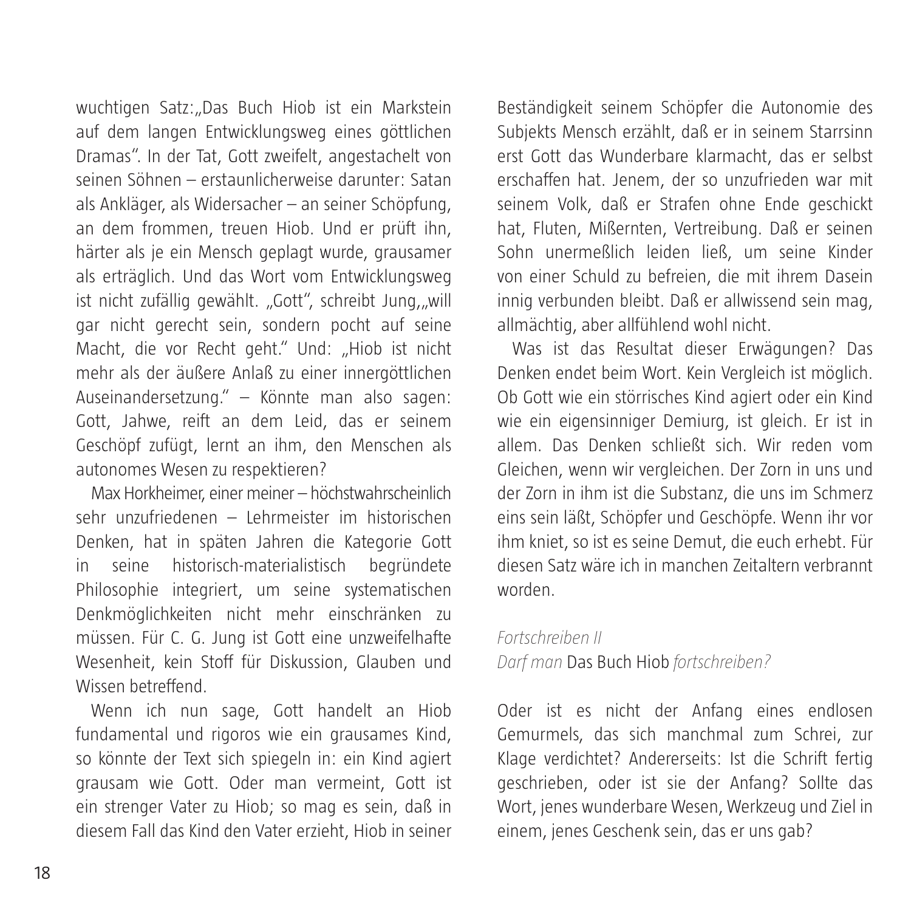wuchtigen Satz:„Das Buch Hiob ist ein Markstein auf dem langen Entwicklungsweg eines göttlichen Dramas". In der Tat, Gott zweifelt, angestachelt von seinen Söhnen – erstaunlicherweise darunter: Satan als Ankläger, als Widersacher – an seiner Schöpfung, an dem frommen, treuen Hiob. Und er prüft ihn, härter als je ein Mensch geplagt wurde, grausamer als erträglich. Und das Wort vom Entwicklungsweg ist nicht zufällig gewählt. „Gott", schreibt Jung,„will gar nicht gerecht sein, sondern pocht auf seine Macht, die vor Recht geht." Und: „Hiob ist nicht mehr als der äußere Anlaß zu einer innergöttlichen Auseinandersetzung." – Könnte man also sagen: Gott, Jahwe, reift an dem Leid, das er seinem Geschöpf zufügt, lernt an ihm, den Menschen als autonomes Wesen zu respektieren?

Max Horkheimer, einer meiner – höchstwahrscheinlich sehr unzufriedenen – Lehrmeister im historischen Denken, hat in späten Jahren die Kategorie Gott in seine historisch-materialistisch begründete Philosophie integriert, um seine systematischen Denkmöglichkeiten nicht mehr einschränken zu müssen. Für C. G. Jung ist Gott eine unzweifelhafte Wesenheit, kein Stoff für Diskussion, Glauben und Wissen betreffend.

Wenn ich nun sage, Gott handelt an Hiob fundamental und rigoros wie ein grausames Kind, so könnte der Text sich spiegeln in: ein Kind agiert grausam wie Gott. Oder man vermeint, Gott ist ein strenger Vater zu Hiob; so mag es sein, daß in diesem Fall das Kind den Vater erzieht, Hiob in seiner Beständigkeit seinem Schöpfer die Autonomie des Subjekts Mensch erzählt, daß er in seinem Starrsinn erst Gott das Wunderbare klarmacht, das er selbst erschaffen hat. Jenem, der so unzufrieden war mit seinem Volk, daß er Strafen ohne Ende geschickt hat, Fluten, Mißernten, Vertreibung. Daß er seinen Sohn unermeßlich leiden ließ, um seine Kinder von einer Schuld zu befreien, die mit ihrem Dasein innig verbunden bleibt. Daß er allwissend sein mag, allmächtig, aber allfühlend wohl nicht.

Was ist das Resultat dieser Erwägungen? Das Denken endet beim Wort. Kein Vergleich ist möglich. Ob Gott wie ein störrisches Kind agiert oder ein Kind wie ein eigensinniger Demiurg, ist gleich. Er ist in allem. Das Denken schließt sich. Wir reden vom Gleichen, wenn wir vergleichen. Der Zorn in uns und der Zorn in ihm ist die Substanz, die uns im Schmerz eins sein läßt, Schöpfer und Geschöpfe. Wenn ihr vor ihm kniet, so ist es seine Demut, die euch erhebt. Für diesen Satz wäre ich in manchen Zeitaltern verbrannt worden.

*Fortschreiben II*
*Darf man* Das Buch Hiob *fortschreiben?*

Oder ist es nicht der Anfang eines endlosen Gemurmels, das sich manchmal zum Schrei, zur Klage verdichtet? Andererseits: Ist die Schrift fertig geschrieben, oder ist sie der Anfang? Sollte das Wort, jenes wunderbare Wesen, Werkzeug und Ziel in einem, jenes Geschenk sein, das er uns gab?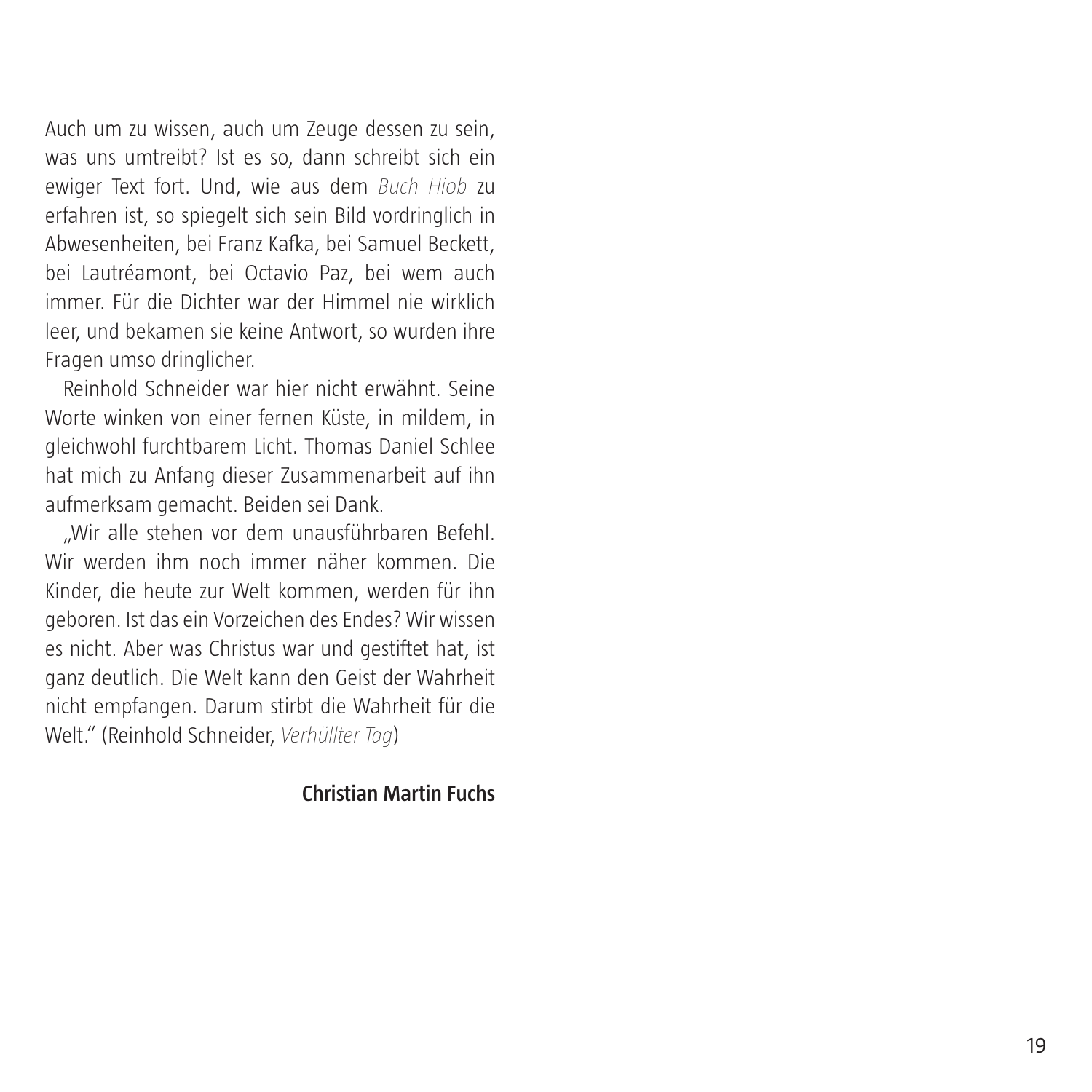Auch um zu wissen, auch um Zeuge dessen zu sein, was uns umtreibt? Ist es so, dann schreibt sich ein ewiger Text fort. Und, wie aus dem *Buch Hiob* zu erfahren ist, so spiegelt sich sein Bild vordringlich in Abwesenheiten, bei Franz Kafka, bei Samuel Beckett, bei Lautréamont, bei Octavio Paz, bei wem auch immer. Für die Dichter war der Himmel nie wirklich leer, und bekamen sie keine Antwort, so wurden ihre Fragen umso dringlicher.

Reinhold Schneider war hier nicht erwähnt. Seine Worte winken von einer fernen Küste, in mildem, in gleichwohl furchtbarem Licht. Thomas Daniel Schlee hat mich zu Anfang dieser Zusammenarbeit auf ihn aufmerksam gemacht. Beiden sei Dank.

„Wir alle stehen vor dem unausführbaren Befehl. Wir werden ihm noch immer näher kommen. Die Kinder, die heute zur Welt kommen, werden für ihn geboren. Ist das ein Vorzeichen des Endes? Wir wissen es nicht. Aber was Christus war und gestiftet hat, ist ganz deutlich. Die Welt kann den Geist der Wahrheit nicht empfangen. Darum stirbt die Wahrheit für die Welt." (Reinhold Schneider, *Verhüllter Tag*)

**Christian Martin Fuchs**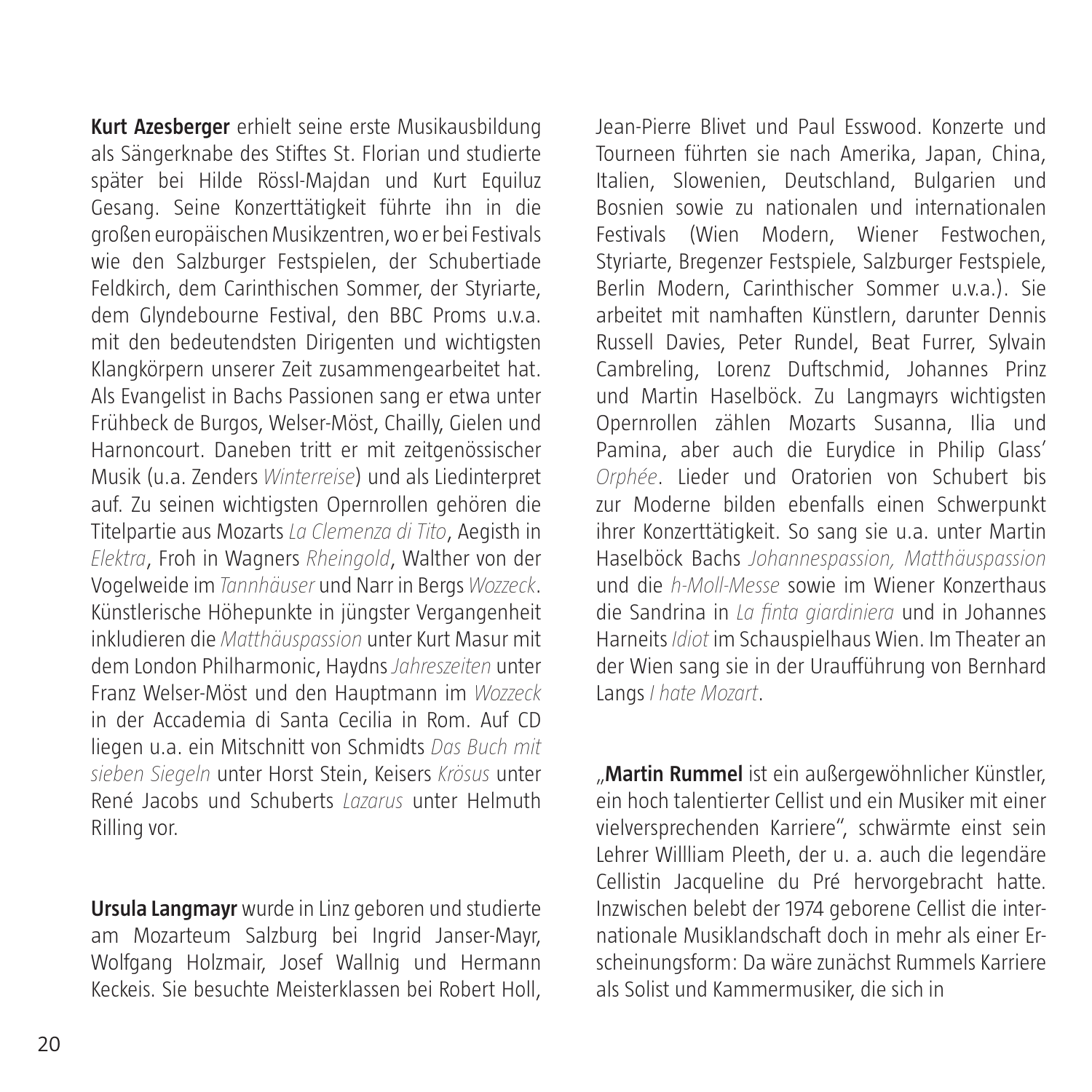**Kurt Azesberger** erhielt seine erste Musikausbildung als Sängerknabe des Stiftes St. Florian und studierte später bei Hilde Rössl-Majdan und Kurt Equiluz Gesang. Seine Konzerttätigkeit führte ihn in die großen europäischen Musikzentren, wo er bei Festivals wie den Salzburger Festspielen, der Schubertiade Feldkirch, dem Carinthischen Sommer, der Styriarte, dem Glyndebourne Festival, den BBC Proms u.v.a. mit den bedeutendsten Dirigenten und wichtigsten Klangkörpern unserer Zeit zusammengearbeitet hat. Als Evangelist in Bachs Passionen sang er etwa unter Frühbeck de Burgos, Welser-Möst, Chailly, Gielen und Harnoncourt. Daneben tritt er mit zeitgenössischer Musik (u.a. Zenders *Winterreise*) und als Liedinterpret auf. Zu seinen wichtigsten Opernrollen gehören die Titelpartie aus Mozarts *La Clemenza di Tito*, Aegisth in *Elektra*, Froh in Wagners *Rheingold*, Walther von der Vogelweide im *Tannhäuser* und Narr in Bergs *Wozzeck*. Künstlerische Höhepunkte in jüngster Vergangenheit inkludieren die *Matthäuspassion* unter Kurt Masur mit dem London Philharmonic, Haydns *Jahreszeiten* unter Franz Welser-Möst und den Hauptmann im *Wozzeck* in der Accademia di Santa Cecilia in Rom. Auf CD liegen u.a. ein Mitschnitt von Schmidts *Das Buch mit sieben Siegeln* unter Horst Stein, Keisers *Krösus* unter René Jacobs und Schuberts *Lazarus* unter Helmuth Rilling vor.

**Ursula Langmayr** wurde in Linz geboren und studierte am Mozarteum Salzburg bei Ingrid Janser-Mayr, Wolfgang Holzmair, Josef Wallnig und Hermann Keckeis. Sie besuchte Meisterklassen bei Robert Holl, Jean-Pierre Blivet und Paul Esswood. Konzerte und Tourneen führten sie nach Amerika, Japan, China, Italien, Slowenien, Deutschland, Bulgarien und Bosnien sowie zu nationalen und internationalen Festivals (Wien Modern, Wiener Festwochen, Styriarte, Bregenzer Festspiele, Salzburger Festspiele, Berlin Modern, Carinthischer Sommer u.v.a.). Sie arbeitet mit namhaften Künstlern, darunter Dennis Russell Davies, Peter Rundel, Beat Furrer, Sylvain Cambreling, Lorenz Duftschmid, Johannes Prinz und Martin Haselböck. Zu Langmayrs wichtigsten Opernrollen zählen Mozarts Susanna, Ilia und Pamina, aber auch die Eurydice in Philip Glass' *Orphée*. Lieder und Oratorien von Schubert bis zur Moderne bilden ebenfalls einen Schwerpunkt ihrer Konzerttätigkeit. So sang sie u.a. unter Martin Haselböck Bachs *Johannespassion, Matthäuspassion* und die *h-Moll-Messe* sowie im Wiener Konzerthaus die Sandrina in *La finta giardiniera* und in Johannes Harneits *Idiot* im Schauspielhaus Wien. Im Theater an der Wien sang sie in der Uraufführung von Bernhard Langs *I hate Mozart*.

„**Martin Rummel** ist ein außergewöhnlicher Künstler, ein hoch talentierter Cellist und ein Musiker mit einer vielversprechenden Karriere", schwärmte einst sein Lehrer Willliam Pleeth, der u. a. auch die legendäre Cellistin Jacqueline du Pré hervorgebracht hatte. Inzwischen belebt der 1974 geborene Cellist die internationale Musiklandschaft doch in mehr als einer Erscheinungsform: Da wäre zunächst Rummels Karriere als Solist und Kammermusiker, die sich in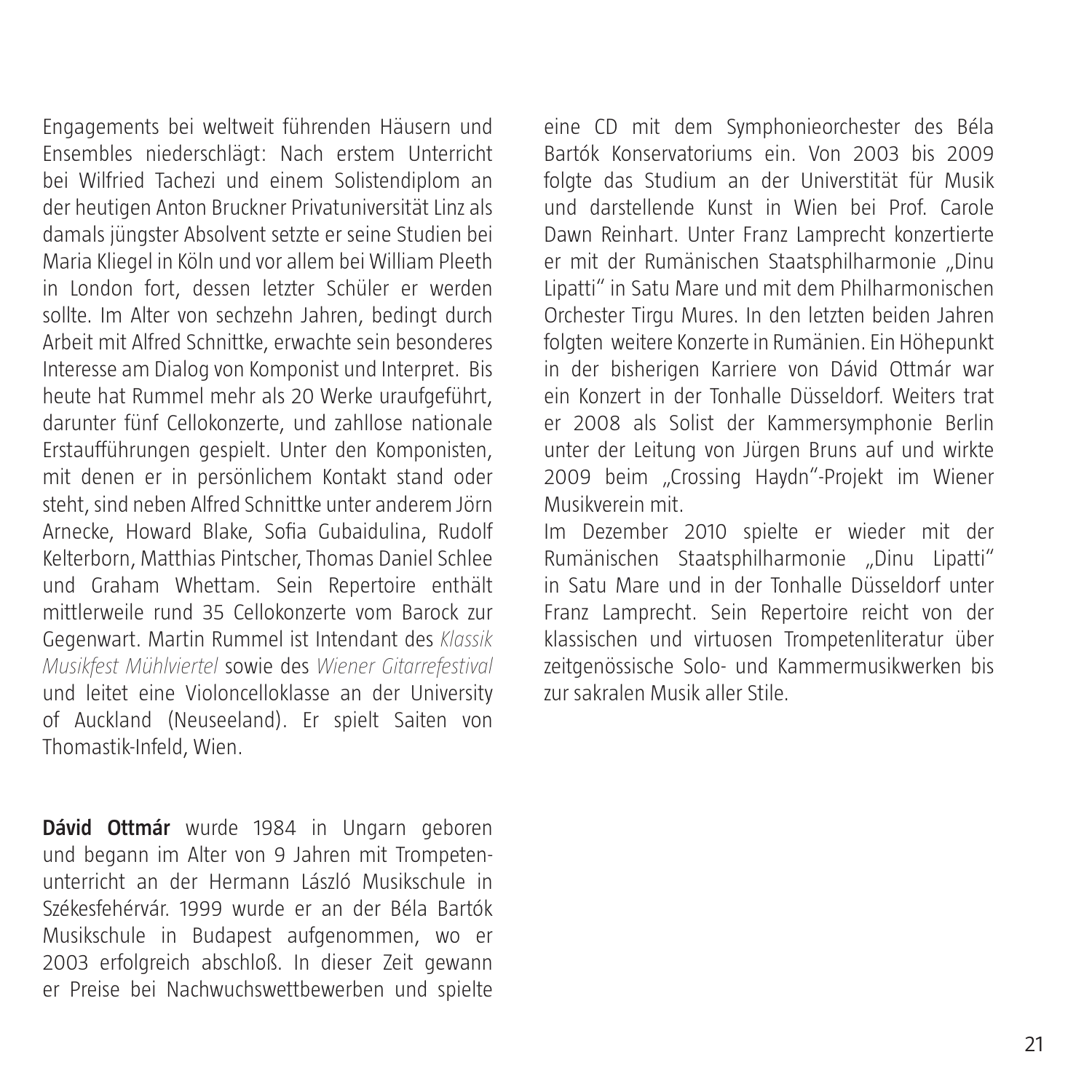Engagements bei weltweit führenden Häusern und Ensembles niederschlägt: Nach erstem Unterricht bei Wilfried Tachezi und einem Solistendiplom an der heutigen Anton Bruckner Privatuniversität Linz als damals jüngster Absolvent setzte er seine Studien bei Maria Kliegel in Köln und vor allem bei William Pleeth in London fort, dessen letzter Schüler er werden sollte. Im Alter von sechzehn Jahren, bedingt durch Arbeit mit Alfred Schnittke, erwachte sein besonderes Interesse am Dialog von Komponist und Interpret. Bis heute hat Rummel mehr als 20 Werke uraufgeführt, darunter fünf Cellokonzerte, und zahllose nationale Erstaufführungen gespielt. Unter den Komponisten, mit denen er in persönlichem Kontakt stand oder steht, sind neben Alfred Schnittke unter anderem Jörn Arnecke, Howard Blake, Sofia Gubaidulina, Rudolf Kelterborn, Matthias Pintscher, Thomas Daniel Schlee und Graham Whettam. Sein Repertoire enthält mittlerweile rund 35 Cellokonzerte vom Barock zur Gegenwart. Martin Rummel ist Intendant des *Klassik Musikfest Mühlviertel* sowie des *Wiener Gitarrefestival* und leitet eine Violoncelloklasse an der University of Auckland (Neuseeland). Er spielt Saiten von Thomastik-Infeld, Wien.

**Dávid Ottmár** wurde 1984 in Ungarn geboren und begann im Alter von 9 Jahren mit Trompetenunterricht an der Hermann László Musikschule in Székesfehérvár. 1999 wurde er an der Béla Bartók Musikschule in Budapest aufgenommen, wo er 2003 erfolgreich abschloß. In dieser Zeit gewann er Preise bei Nachwuchswettbewerben und spielte eine CD mit dem Symphonieorchester des Béla Bartók Konservatoriums ein. Von 2003 bis 2009 folgte das Studium an der Universtität für Musik und darstellende Kunst in Wien bei Prof. Carole Dawn Reinhart. Unter Franz Lamprecht konzertierte er mit der Rumänischen Staatsphilharmonie „Dinu Lipatti" in Satu Mare und mit dem Philharmonischen Orchester Tirgu Mures. In den letzten beiden Jahren folgten weitere Konzerte in Rumänien. Ein Höhepunkt in der bisherigen Karriere von Dávid Ottmár war ein Konzert in der Tonhalle Düsseldorf. Weiters trat er 2008 als Solist der Kammersymphonie Berlin unter der Leitung von Jürgen Bruns auf und wirkte 2009 beim „Crossing Haydn"-Projekt im Wiener Musikverein mit.

Im Dezember 2010 spielte er wieder mit der Rumänischen Staatsphilharmonie „Dinu Lipatti" in Satu Mare und in der Tonhalle Düsseldorf unter Franz Lamprecht. Sein Repertoire reicht von der klassischen und virtuosen Trompetenliteratur über zeitgenössische Solo- und Kammermusikwerken bis zur sakralen Musik aller Stile.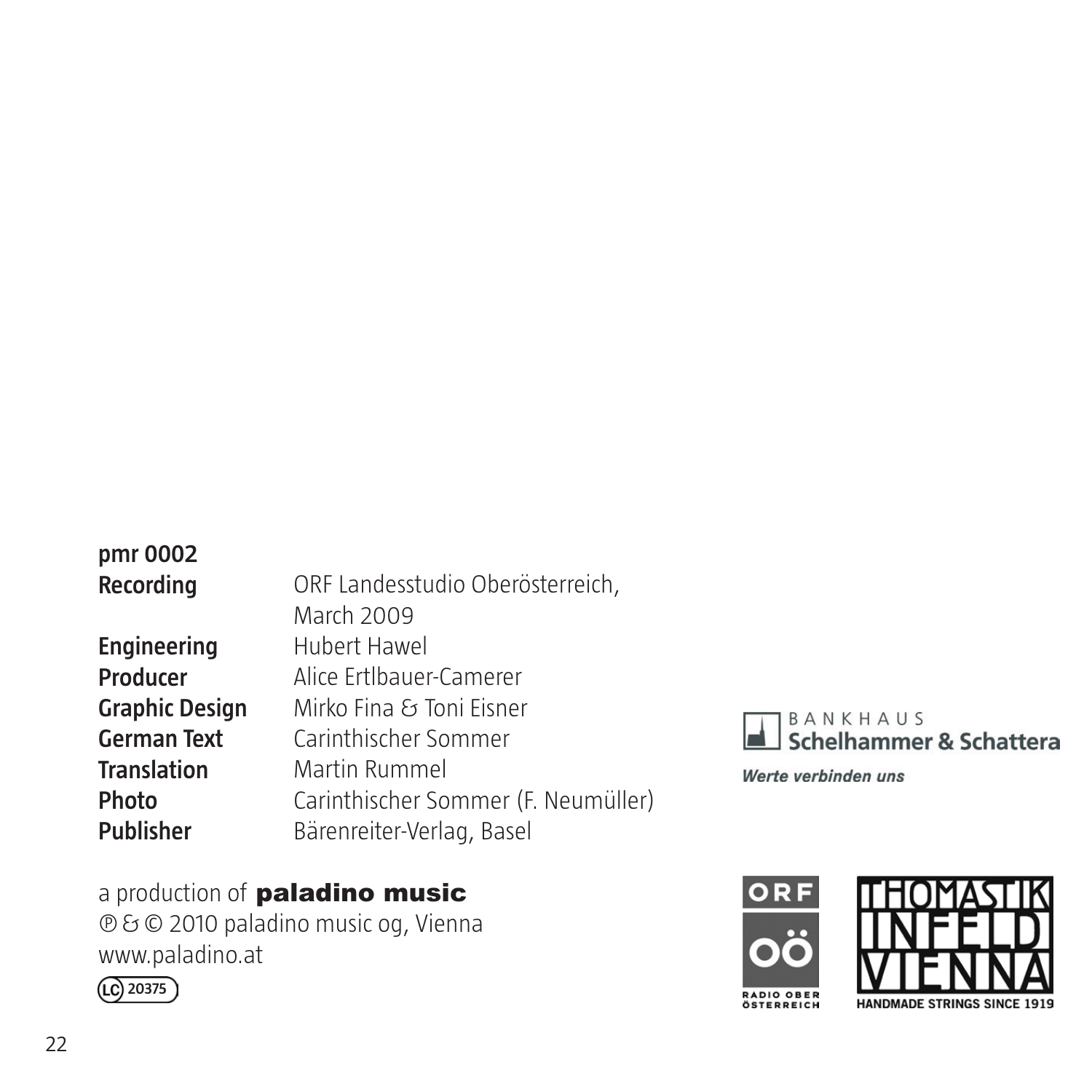**pmr 0002**

| | |
|---|---|
| **Recording** | ORF Landesstudio Oberösterreich, March 2009 |
| **Engineering** | Hubert Hawel |
| **Producer** | Alice Ertlbauer-Camerer |
| **Graphic Design** | Mirko Fina & Toni Eisner |
| **German Text** | Carinthischer Sommer |
| **Translation** | Martin Rummel |
| **Photo** | Carinthischer Sommer (F. Neumüller) |
| **Publisher** | Bärenreiter-Verlag, Basel |

a production of **paladino music**
℗ & © 2010 paladino music og, Vienna
www.paladino.at
LC 20375

BANKHAUS
Schelhammer & Schattera
*Werte verbinden uns*

ORF OÖ
RADIO OBERÖSTERREICH

THOMASTIK INFELD VIENNA
HANDMADE STRINGS SINCE 1919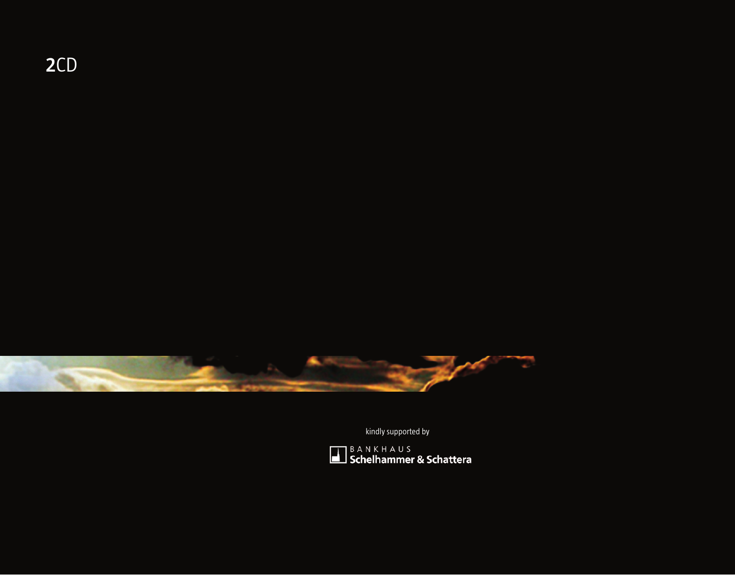**2**CD

kindly supported by

BANKHAUS
**Schelhammer & Schattera**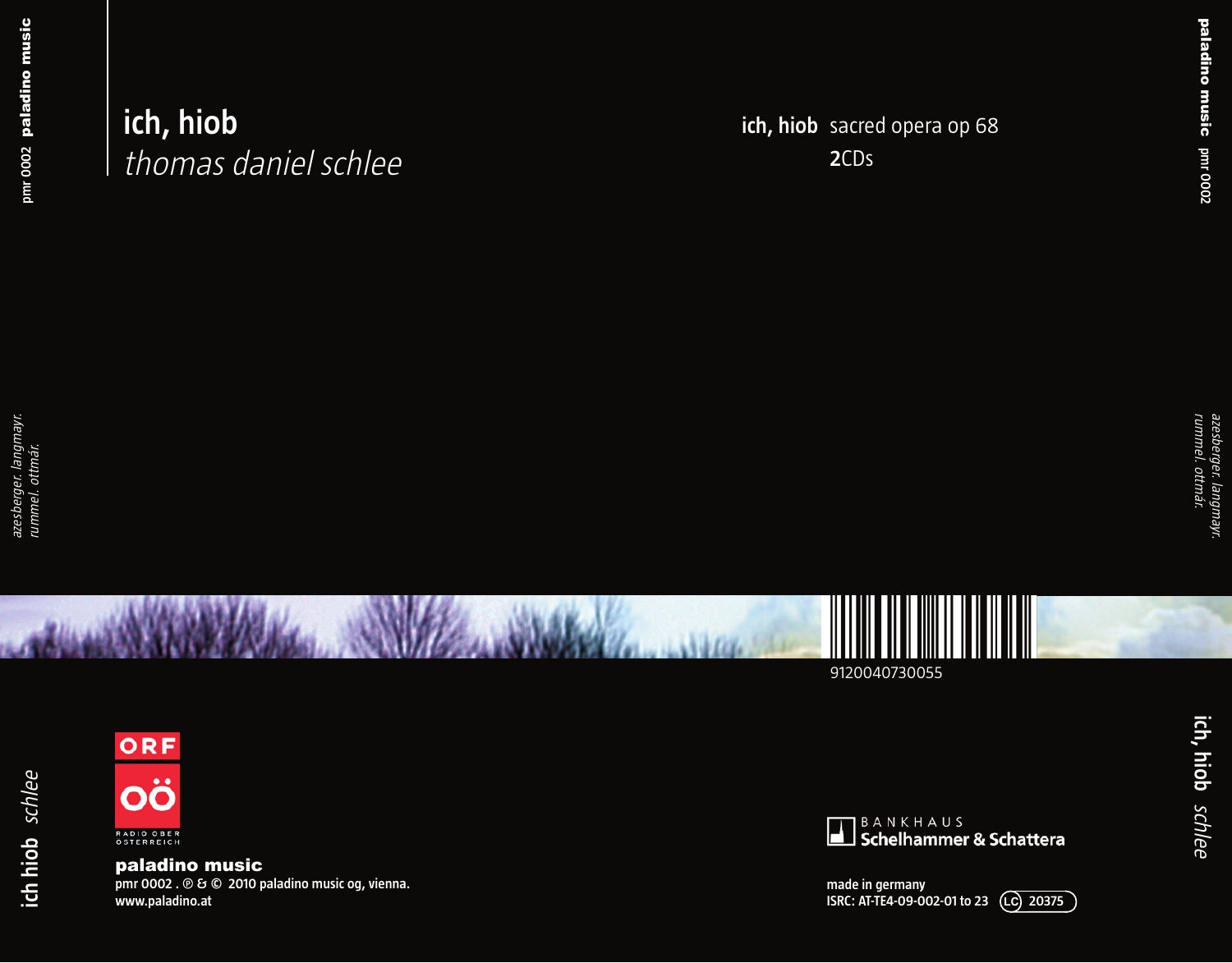# ich, hiob

*thomas daniel schlee*

**ich, hiob** sacred opera op 68

**2**CDs

pmr 0002 **paladino music**

*azesberger. langmayr.*
*rummel. ottmár.*

9120040730055

ORF
OÖ
RADIO OBER ÖSTERREICH

**paladino music**
pmr 0002 . ℗ & © 2010 paladino music og, vienna.
www.paladino.at

BANKHAUS
Schelhammer & Schattera

made in germany
ISRC: AT-TE4-09-002-01 to 23 LC 20375

ich hiob *schlee*